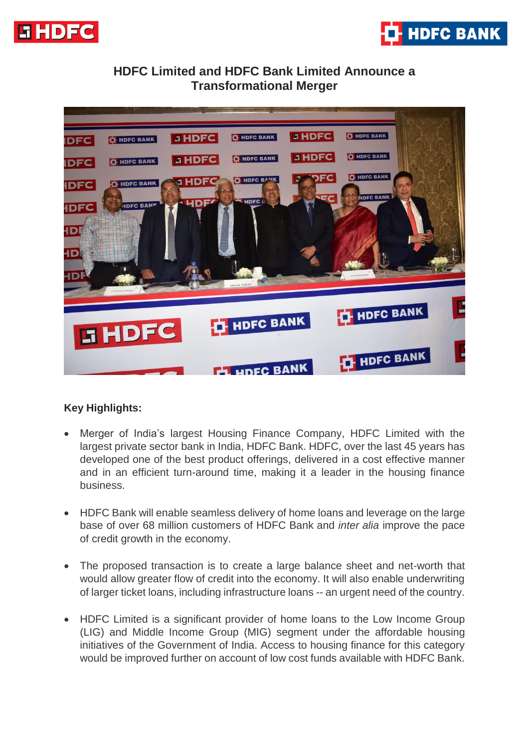# HDFC Limited and HDFC Bank Limited Announce a Transformational Merger

**Key Highlights:**

- Merger of India's largest Housing Finance Company, HDFC Limited with the largest private sector bank in India, HDFC Bank. HDFC, over the last 45 years has developed one of the best product offerings, delivered in a cost effective manner and in an efficient turn-around time, making it a leader in the housing finance business.

- HDFC Bank will enable seamless delivery of home loans and leverage on the large base of over 68 million customers of HDFC Bank and *inter alia* improve the pace of credit growth in the economy.

- The proposed transaction is to create a large balance sheet and net-worth that would allow greater flow of credit into the economy. It will also enable underwriting of larger ticket loans, including infrastructure loans -- an urgent need of the country.

- HDFC Limited is a significant provider of home loans to the Low Income Group (LIG) and Middle Income Group (MIG) segment under the affordable housing initiatives of the Government of India. Access to housing finance for this category would be improved further on account of low cost funds available with HDFC Bank.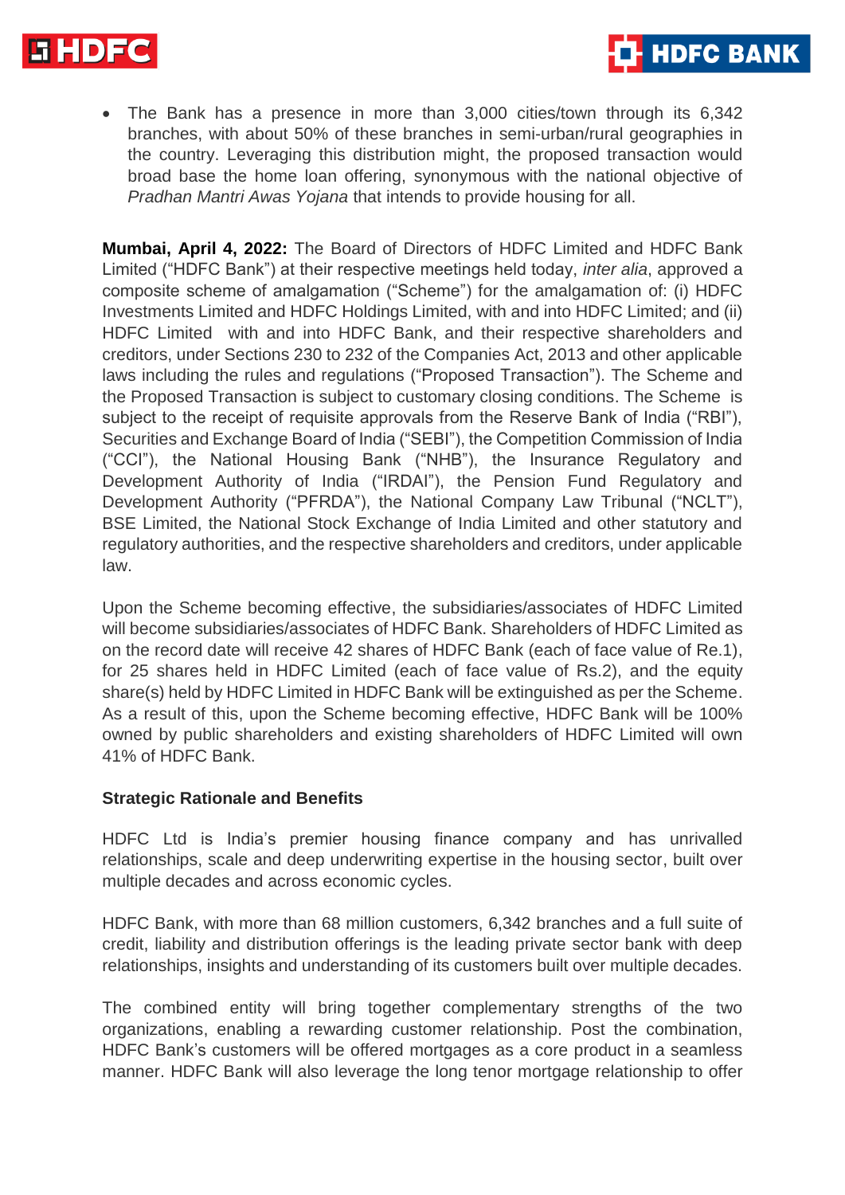- The Bank has a presence in more than 3,000 cities/town through its 6,342 branches, with about 50% of these branches in semi-urban/rural geographies in the country. Leveraging this distribution might, the proposed transaction would broad base the home loan offering, synonymous with the national objective of *Pradhan Mantri Awas Yojana* that intends to provide housing for all.

**Mumbai, April 4, 2022:** The Board of Directors of HDFC Limited and HDFC Bank Limited ("HDFC Bank") at their respective meetings held today, *inter alia*, approved a composite scheme of amalgamation ("Scheme") for the amalgamation of: (i) HDFC Investments Limited and HDFC Holdings Limited, with and into HDFC Limited; and (ii) HDFC Limited with and into HDFC Bank, and their respective shareholders and creditors, under Sections 230 to 232 of the Companies Act, 2013 and other applicable laws including the rules and regulations ("Proposed Transaction"). The Scheme and the Proposed Transaction is subject to customary closing conditions. The Scheme is subject to the receipt of requisite approvals from the Reserve Bank of India ("RBI"), Securities and Exchange Board of India ("SEBI"), the Competition Commission of India ("CCI"), the National Housing Bank ("NHB"), the Insurance Regulatory and Development Authority of India ("IRDAI"), the Pension Fund Regulatory and Development Authority ("PFRDA"), the National Company Law Tribunal ("NCLT"), BSE Limited, the National Stock Exchange of India Limited and other statutory and regulatory authorities, and the respective shareholders and creditors, under applicable law.

Upon the Scheme becoming effective, the subsidiaries/associates of HDFC Limited will become subsidiaries/associates of HDFC Bank. Shareholders of HDFC Limited as on the record date will receive 42 shares of HDFC Bank (each of face value of Re.1), for 25 shares held in HDFC Limited (each of face value of Rs.2), and the equity share(s) held by HDFC Limited in HDFC Bank will be extinguished as per the Scheme. As a result of this, upon the Scheme becoming effective, HDFC Bank will be 100% owned by public shareholders and existing shareholders of HDFC Limited will own 41% of HDFC Bank.

**Strategic Rationale and Benefits**

HDFC Ltd is India's premier housing finance company and has unrivalled relationships, scale and deep underwriting expertise in the housing sector, built over multiple decades and across economic cycles.

HDFC Bank, with more than 68 million customers, 6,342 branches and a full suite of credit, liability and distribution offerings is the leading private sector bank with deep relationships, insights and understanding of its customers built over multiple decades.

The combined entity will bring together complementary strengths of the two organizations, enabling a rewarding customer relationship. Post the combination, HDFC Bank's customers will be offered mortgages as a core product in a seamless manner. HDFC Bank will also leverage the long tenor mortgage relationship to offer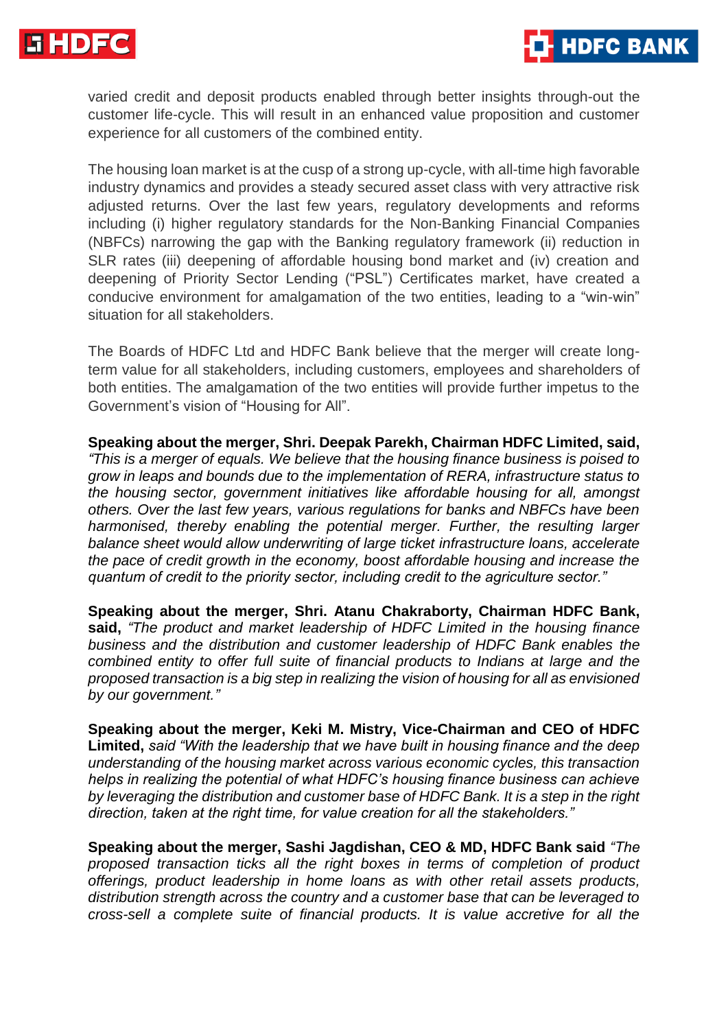varied credit and deposit products enabled through better insights through-out the customer life-cycle. This will result in an enhanced value proposition and customer experience for all customers of the combined entity.

The housing loan market is at the cusp of a strong up-cycle, with all-time high favorable industry dynamics and provides a steady secured asset class with very attractive risk adjusted returns. Over the last few years, regulatory developments and reforms including (i) higher regulatory standards for the Non-Banking Financial Companies (NBFCs) narrowing the gap with the Banking regulatory framework (ii) reduction in SLR rates (iii) deepening of affordable housing bond market and (iv) creation and deepening of Priority Sector Lending ("PSL") Certificates market, have created a conducive environment for amalgamation of the two entities, leading to a "win-win" situation for all stakeholders.

The Boards of HDFC Ltd and HDFC Bank believe that the merger will create long-term value for all stakeholders, including customers, employees and shareholders of both entities. The amalgamation of the two entities will provide further impetus to the Government's vision of "Housing for All".

**Speaking about the merger, Shri. Deepak Parekh, Chairman HDFC Limited, said,** *"This is a merger of equals. We believe that the housing finance business is poised to grow in leaps and bounds due to the implementation of RERA, infrastructure status to the housing sector, government initiatives like affordable housing for all, amongst others. Over the last few years, various regulations for banks and NBFCs have been harmonised, thereby enabling the potential merger. Further, the resulting larger balance sheet would allow underwriting of large ticket infrastructure loans, accelerate the pace of credit growth in the economy, boost affordable housing and increase the quantum of credit to the priority sector, including credit to the agriculture sector."*

**Speaking about the merger, Shri. Atanu Chakraborty, Chairman HDFC Bank, said,** *"The product and market leadership of HDFC Limited in the housing finance business and the distribution and customer leadership of HDFC Bank enables the combined entity to offer full suite of financial products to Indians at large and the proposed transaction is a big step in realizing the vision of housing for all as envisioned by our government."*

**Speaking about the merger, Keki M. Mistry, Vice-Chairman and CEO of HDFC Limited,** *said "With the leadership that we have built in housing finance and the deep understanding of the housing market across various economic cycles, this transaction helps in realizing the potential of what HDFC's housing finance business can achieve by leveraging the distribution and customer base of HDFC Bank. It is a step in the right direction, taken at the right time, for value creation for all the stakeholders."*

**Speaking about the merger, Sashi Jagdishan, CEO & MD, HDFC Bank said** *"The proposed transaction ticks all the right boxes in terms of completion of product offerings, product leadership in home loans as with other retail assets products, distribution strength across the country and a customer base that can be leveraged to cross-sell a complete suite of financial products. It is value accretive for all the*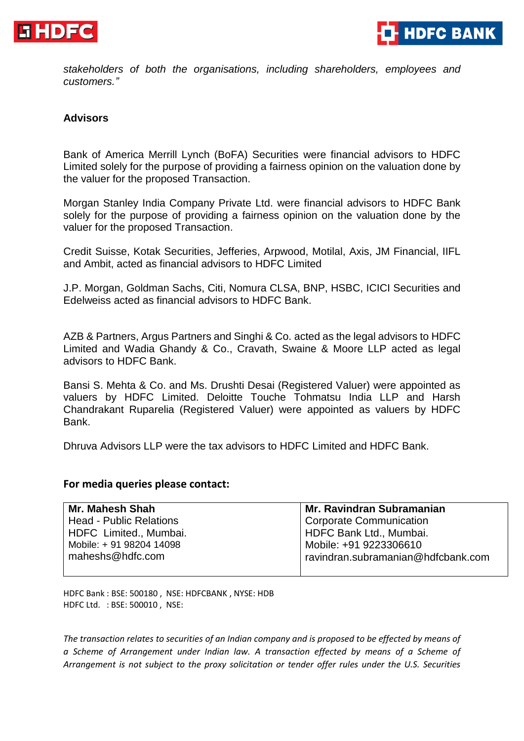*stakeholders of both the organisations, including shareholders, employees and customers."*

**Advisors**

Bank of America Merrill Lynch (BoFA) Securities were financial advisors to HDFC Limited solely for the purpose of providing a fairness opinion on the valuation done by the valuer for the proposed Transaction.

Morgan Stanley India Company Private Ltd. were financial advisors to HDFC Bank solely for the purpose of providing a fairness opinion on the valuation done by the valuer for the proposed Transaction.

Credit Suisse, Kotak Securities, Jefferies, Arpwood, Motilal, Axis, JM Financial, IIFL and Ambit, acted as financial advisors to HDFC Limited

J.P. Morgan, Goldman Sachs, Citi, Nomura CLSA, BNP, HSBC, ICICI Securities and Edelweiss acted as financial advisors to HDFC Bank.

AZB & Partners, Argus Partners and Singhi & Co. acted as the legal advisors to HDFC Limited and Wadia Ghandy & Co., Cravath, Swaine & Moore LLP acted as legal advisors to HDFC Bank.

Bansi S. Mehta & Co. and Ms. Drushti Desai (Registered Valuer) were appointed as valuers by HDFC Limited. Deloitte Touche Tohmatsu India LLP and Harsh Chandrakant Ruparelia (Registered Valuer) were appointed as valuers by HDFC Bank.

Dhruva Advisors LLP were the tax advisors to HDFC Limited and HDFC Bank.

**For media queries please contact:**

| **Mr. Mahesh Shah** | **Mr. Ravindran Subramanian** |
|---|---|
| Head - Public Relations | Corporate Communication |
| HDFC Limited., Mumbai. | HDFC Bank Ltd., Mumbai. |
| Mobile: + 91 98204 14098 | Mobile: +91 9223306610 |
| maheshs@hdfc.com | ravindran.subramanian@hdfcbank.com |

HDFC Bank : BSE: 500180 , NSE: HDFCBANK , NYSE: HDB
HDFC Ltd. : BSE: 500010 , NSE:

*The transaction relates to securities of an Indian company and is proposed to be effected by means of a Scheme of Arrangement under Indian law. A transaction effected by means of a Scheme of Arrangement is not subject to the proxy solicitation or tender offer rules under the U.S. Securities*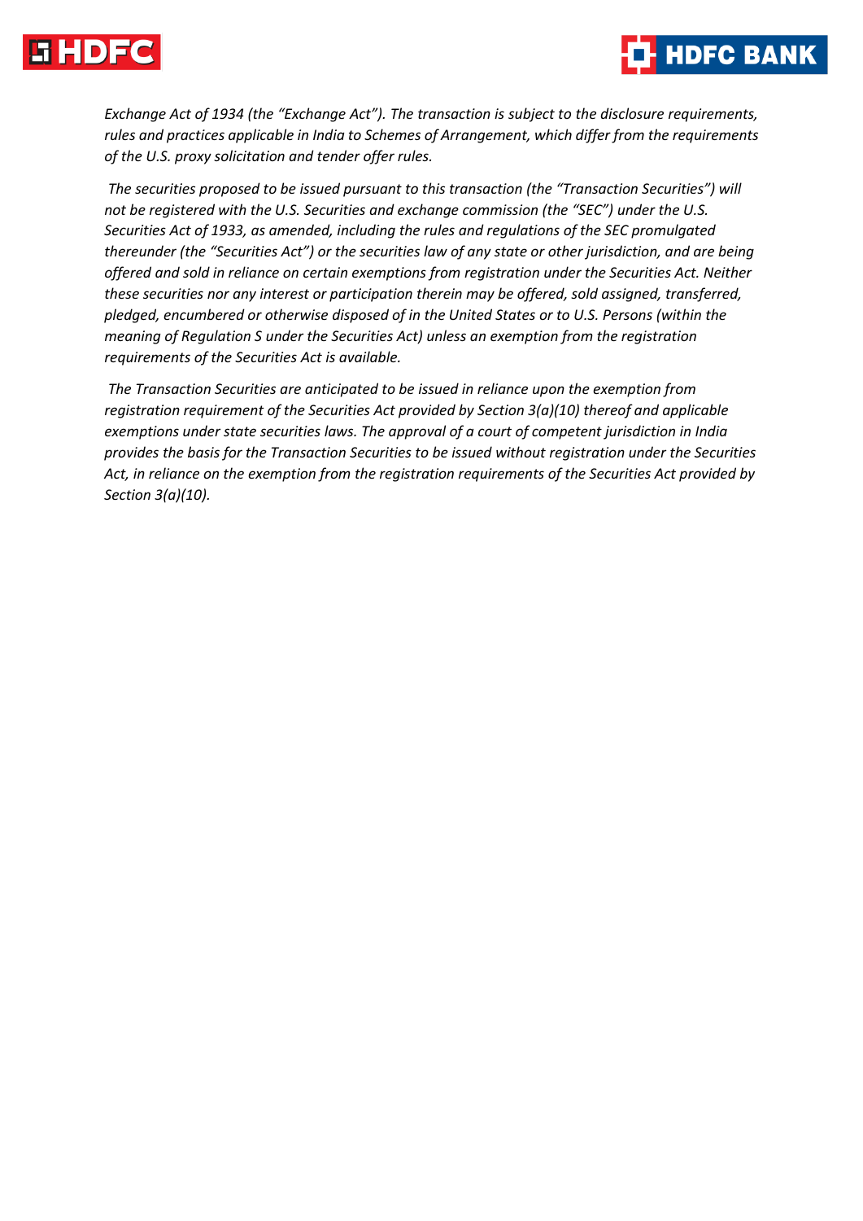*Exchange Act of 1934 (the "Exchange Act"). The transaction is subject to the disclosure requirements, rules and practices applicable in India to Schemes of Arrangement, which differ from the requirements of the U.S. proxy solicitation and tender offer rules.*

*The securities proposed to be issued pursuant to this transaction (the "Transaction Securities") will not be registered with the U.S. Securities and exchange commission (the "SEC") under the U.S. Securities Act of 1933, as amended, including the rules and regulations of the SEC promulgated thereunder (the "Securities Act") or the securities law of any state or other jurisdiction, and are being offered and sold in reliance on certain exemptions from registration under the Securities Act. Neither these securities nor any interest or participation therein may be offered, sold assigned, transferred, pledged, encumbered or otherwise disposed of in the United States or to U.S. Persons (within the meaning of Regulation S under the Securities Act) unless an exemption from the registration requirements of the Securities Act is available.*

*The Transaction Securities are anticipated to be issued in reliance upon the exemption from registration requirement of the Securities Act provided by Section 3(a)(10) thereof and applicable exemptions under state securities laws. The approval of a court of competent jurisdiction in India provides the basis for the Transaction Securities to be issued without registration under the Securities Act, in reliance on the exemption from the registration requirements of the Securities Act provided by Section 3(a)(10).*